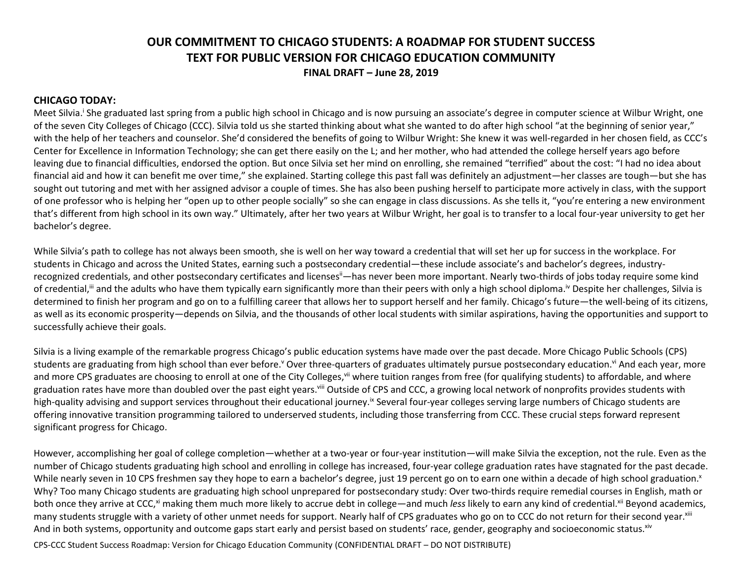# OUR COMMITMENT TO CHICAGO STUDENTS: A ROADMAP FOR STUDENT SUCCESS
## TEXT FOR PUBLIC VERSION FOR CHICAGO EDUCATION COMMUNITY
**FINAL DRAFT – June 28, 2019**

### CHICAGO TODAY:

Meet Silvia.[i] She graduated last spring from a public high school in Chicago and is now pursuing an associate's degree in computer science at Wilbur Wright, one of the seven City Colleges of Chicago (CCC). Silvia told us she started thinking about what she wanted to do after high school "at the beginning of senior year," with the help of her teachers and counselor. She'd considered the benefits of going to Wilbur Wright: She knew it was well-regarded in her chosen field, as CCC's Center for Excellence in Information Technology; she can get there easily on the L; and her mother, who had attended the college herself years ago before leaving due to financial difficulties, endorsed the option. But once Silvia set her mind on enrolling, she remained "terrified" about the cost: "I had no idea about financial aid and how it can benefit me over time," she explained. Starting college this past fall was definitely an adjustment—her classes are tough—but she has sought out tutoring and met with her assigned advisor a couple of times. She has also been pushing herself to participate more actively in class, with the support of one professor who is helping her "open up to other people socially" so she can engage in class discussions. As she tells it, "you're entering a new environment that's different from high school in its own way." Ultimately, after her two years at Wilbur Wright, her goal is to transfer to a local four-year university to get her bachelor's degree.

While Silvia's path to college has not always been smooth, she is well on her way toward a credential that will set her up for success in the workplace. For students in Chicago and across the United States, earning such a postsecondary credential—these include associate's and bachelor's degrees, industry-recognized credentials, and other postsecondary certificates and licenses[ii]—has never been more important. Nearly two-thirds of jobs today require some kind of credential,[iii] and the adults who have them typically earn significantly more than their peers with only a high school diploma.[iv] Despite her challenges, Silvia is determined to finish her program and go on to a fulfilling career that allows her to support herself and her family. Chicago's future—the well-being of its citizens, as well as its economic prosperity—depends on Silvia, and the thousands of other local students with similar aspirations, having the opportunities and support to successfully achieve their goals.

Silvia is a living example of the remarkable progress Chicago's public education systems have made over the past decade. More Chicago Public Schools (CPS) students are graduating from high school than ever before.[v] Over three-quarters of graduates ultimately pursue postsecondary education.[vi] And each year, more and more CPS graduates are choosing to enroll at one of the City Colleges,[vii] where tuition ranges from free (for qualifying students) to affordable, and where graduation rates have more than doubled over the past eight years.[viii] Outside of CPS and CCC, a growing local network of nonprofits provides students with high-quality advising and support services throughout their educational journey.[ix] Several four-year colleges serving large numbers of Chicago students are offering innovative transition programming tailored to underserved students, including those transferring from CCC. These crucial steps forward represent significant progress for Chicago.

However, accomplishing her goal of college completion—whether at a two-year or four-year institution—will make Silvia the exception, not the rule. Even as the number of Chicago students graduating high school and enrolling in college has increased, four-year college graduation rates have stagnated for the past decade. While nearly seven in 10 CPS freshmen say they hope to earn a bachelor's degree, just 19 percent go on to earn one within a decade of high school graduation.[x] Why? Too many Chicago students are graduating high school unprepared for postsecondary study: Over two-thirds require remedial courses in English, math or both once they arrive at CCC,[xi] making them much more likely to accrue debt in college—and much *less* likely to earn any kind of credential.[xii] Beyond academics, many students struggle with a variety of other unmet needs for support. Nearly half of CPS graduates who go on to CCC do not return for their second year.[xiii] And in both systems, opportunity and outcome gaps start early and persist based on students' race, gender, geography and socioeconomic status.[xiv]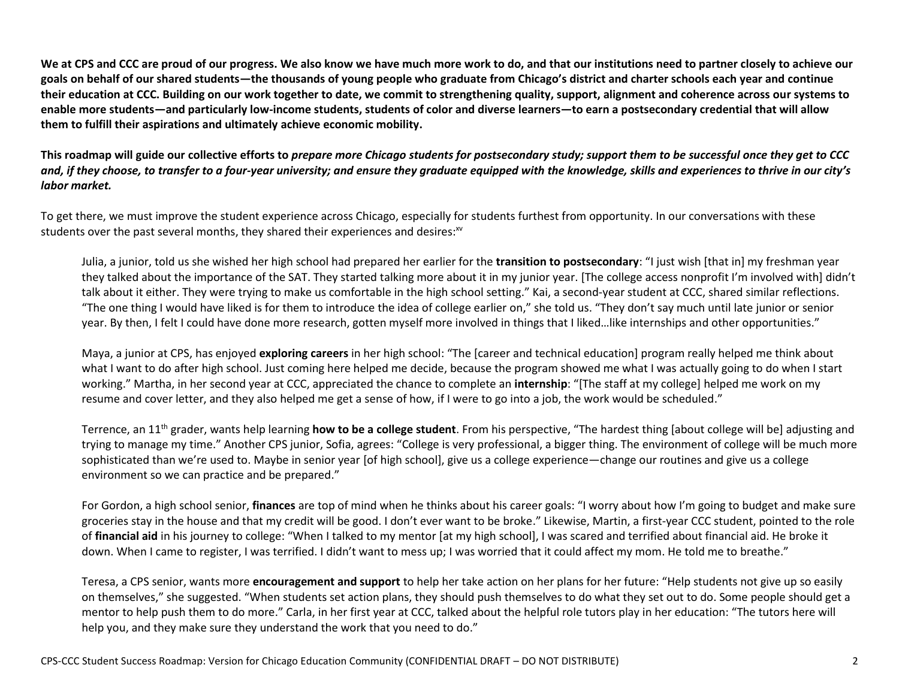**We at CPS and CCC are proud of our progress. We also know we have much more work to do, and that our institutions need to partner closely to achieve our goals on behalf of our shared students—the thousands of young people who graduate from Chicago's district and charter schools each year and continue their education at CCC. Building on our work together to date, we commit to strengthening quality, support, alignment and coherence across our systems to enable more students—and particularly low-income students, students of color and diverse learners—to earn a postsecondary credential that will allow them to fulfill their aspirations and ultimately achieve economic mobility.**

**This roadmap will guide our collective efforts to *prepare more Chicago students for postsecondary study; support them to be successful once they get to CCC and, if they choose, to transfer to a four-year university; and ensure they graduate equipped with the knowledge, skills and experiences to thrive in our city's labor market.***

To get there, we must improve the student experience across Chicago, especially for students furthest from opportunity. In our conversations with these students over the past several months, they shared their experiences and desires:[xv]

> Julia, a junior, told us she wished her high school had prepared her earlier for the **transition to postsecondary**: "I just wish [that in] my freshman year they talked about the importance of the SAT. They started talking more about it in my junior year. [The college access nonprofit I'm involved with] didn't talk about it either. They were trying to make us comfortable in the high school setting." Kai, a second-year student at CCC, shared similar reflections. "The one thing I would have liked is for them to introduce the idea of college earlier on," she told us. "They don't say much until late junior or senior year. By then, I felt I could have done more research, gotten myself more involved in things that I liked…like internships and other opportunities."
>
> Maya, a junior at CPS, has enjoyed **exploring careers** in her high school: "The [career and technical education] program really helped me think about what I want to do after high school. Just coming here helped me decide, because the program showed me what I was actually going to do when I start working." Martha, in her second year at CCC, appreciated the chance to complete an **internship**: "[The staff at my college] helped me work on my resume and cover letter, and they also helped me get a sense of how, if I were to go into a job, the work would be scheduled."
>
> Terrence, an 11th grader, wants help learning **how to be a college student**. From his perspective, "The hardest thing [about college will be] adjusting and trying to manage my time." Another CPS junior, Sofia, agrees: "College is very professional, a bigger thing. The environment of college will be much more sophisticated than we're used to. Maybe in senior year [of high school], give us a college experience—change our routines and give us a college environment so we can practice and be prepared."
>
> For Gordon, a high school senior, **finances** are top of mind when he thinks about his career goals: "I worry about how I'm going to budget and make sure groceries stay in the house and that my credit will be good. I don't ever want to be broke." Likewise, Martin, a first-year CCC student, pointed to the role of **financial aid** in his journey to college: "When I talked to my mentor [at my high school], I was scared and terrified about financial aid. He broke it down. When I came to register, I was terrified. I didn't want to mess up; I was worried that it could affect my mom. He told me to breathe."
>
> Teresa, a CPS senior, wants more **encouragement and support** to help her take action on her plans for her future: "Help students not give up so easily on themselves," she suggested. "When students set action plans, they should push themselves to do what they set out to do. Some people should get a mentor to help push them to do more." Carla, in her first year at CCC, talked about the helpful role tutors play in her education: "The tutors here will help you, and they make sure they understand the work that you need to do."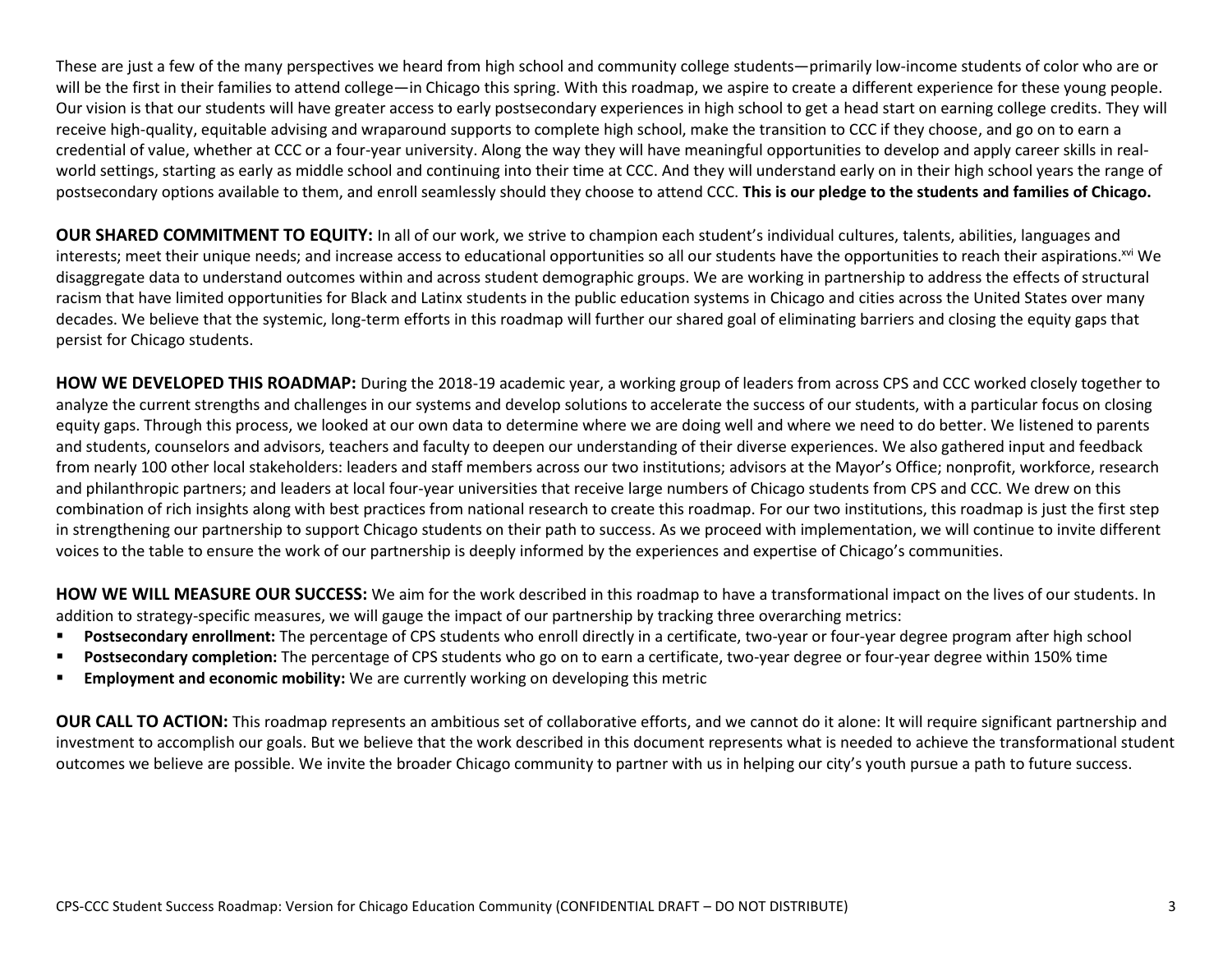These are just a few of the many perspectives we heard from high school and community college students—primarily low-income students of color who are or will be the first in their families to attend college—in Chicago this spring. With this roadmap, we aspire to create a different experience for these young people. Our vision is that our students will have greater access to early postsecondary experiences in high school to get a head start on earning college credits. They will receive high-quality, equitable advising and wraparound supports to complete high school, make the transition to CCC if they choose, and go on to earn a credential of value, whether at CCC or a four-year university. Along the way they will have meaningful opportunities to develop and apply career skills in real-world settings, starting as early as middle school and continuing into their time at CCC. And they will understand early on in their high school years the range of postsecondary options available to them, and enroll seamlessly should they choose to attend CCC. **This is our pledge to the students and families of Chicago.**

**OUR SHARED COMMITMENT TO EQUITY:** In all of our work, we strive to champion each student's individual cultures, talents, abilities, languages and interests; meet their unique needs; and increase access to educational opportunities so all our students have the opportunities to reach their aspirations.[xvi] We disaggregate data to understand outcomes within and across student demographic groups. We are working in partnership to address the effects of structural racism that have limited opportunities for Black and Latinx students in the public education systems in Chicago and cities across the United States over many decades. We believe that the systemic, long-term efforts in this roadmap will further our shared goal of eliminating barriers and closing the equity gaps that persist for Chicago students.

**HOW WE DEVELOPED THIS ROADMAP:** During the 2018-19 academic year, a working group of leaders from across CPS and CCC worked closely together to analyze the current strengths and challenges in our systems and develop solutions to accelerate the success of our students, with a particular focus on closing equity gaps. Through this process, we looked at our own data to determine where we are doing well and where we need to do better. We listened to parents and students, counselors and advisors, teachers and faculty to deepen our understanding of their diverse experiences. We also gathered input and feedback from nearly 100 other local stakeholders: leaders and staff members across our two institutions; advisors at the Mayor's Office; nonprofit, workforce, research and philanthropic partners; and leaders at local four-year universities that receive large numbers of Chicago students from CPS and CCC. We drew on this combination of rich insights along with best practices from national research to create this roadmap. For our two institutions, this roadmap is just the first step in strengthening our partnership to support Chicago students on their path to success. As we proceed with implementation, we will continue to invite different voices to the table to ensure the work of our partnership is deeply informed by the experiences and expertise of Chicago's communities.

**HOW WE WILL MEASURE OUR SUCCESS:** We aim for the work described in this roadmap to have a transformational impact on the lives of our students. In addition to strategy-specific measures, we will gauge the impact of our partnership by tracking three overarching metrics:

- **Postsecondary enrollment:** The percentage of CPS students who enroll directly in a certificate, two-year or four-year degree program after high school
- **Postsecondary completion:** The percentage of CPS students who go on to earn a certificate, two-year degree or four-year degree within 150% time
- **Employment and economic mobility:** We are currently working on developing this metric

**OUR CALL TO ACTION:** This roadmap represents an ambitious set of collaborative efforts, and we cannot do it alone: It will require significant partnership and investment to accomplish our goals. But we believe that the work described in this document represents what is needed to achieve the transformational student outcomes we believe are possible. We invite the broader Chicago community to partner with us in helping our city's youth pursue a path to future success.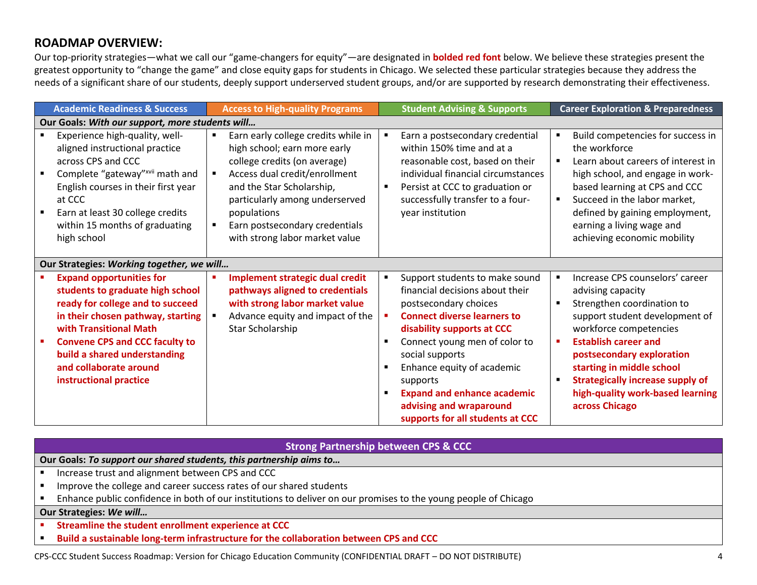## ROADMAP OVERVIEW:

Our top-priority strategies—what we call our "game-changers for equity"—are designated in **bolded red font** below. We believe these strategies present the greatest opportunity to "change the game" and close equity gaps for students in Chicago. We selected these particular strategies because they address the needs of a significant share of our students, deeply support underserved student groups, and/or are supported by research demonstrating their effectiveness.

| Academic Readiness & Success | Access to High-quality Programs | Student Advising & Supports | Career Exploration & Preparedness |
|---|---|---|---|
| **Our Goals:** ***With our support, more students will…*** | | | |
| ▪ Experience high-quality, well-aligned instructional practice across CPS and CCC<br>▪ Complete "gateway"[xvii] math and English courses in their first year at CCC<br>▪ Earn at least 30 college credits within 15 months of graduating high school | ▪ Earn early college credits while in high school; earn more early college credits (on average)<br>▪ Access dual credit/enrollment and the Star Scholarship, particularly among underserved populations<br>▪ Earn postsecondary credentials with strong labor market value | ▪ Earn a postsecondary credential within 150% time and at a reasonable cost, based on their individual financial circumstances<br>▪ Persist at CCC to graduation or successfully transfer to a four-year institution | ▪ Build competencies for success in the workforce<br>▪ Learn about careers of interest in high school, and engage in work-based learning at CPS and CCC<br>▪ Succeed in the labor market, defined by gaining employment, earning a living wage and achieving economic mobility |
| **Our Strategies:** ***Working together, we will…*** | | | |
| ▪ **Expand opportunities for students to graduate high school ready for college and to succeed in their chosen pathway, starting with Transitional Math**<br>▪ **Convene CPS and CCC faculty to build a shared understanding and collaborate around instructional practice** | ▪ **Implement strategic dual credit pathways aligned to credentials with strong labor market value**<br>▪ Advance equity and impact of the Star Scholarship | ▪ Support students to make sound financial decisions about their postsecondary choices<br>▪ **Connect diverse learners to disability supports at CCC**<br>▪ Connect young men of color to social supports<br>▪ Enhance equity of academic supports<br>▪ **Expand and enhance academic advising and wraparound supports for all students at CCC** | ▪ Increase CPS counselors' career advising capacity<br>▪ Strengthen coordination to support student development of workforce competencies<br>▪ **Establish career and postsecondary exploration starting in middle school**<br>▪ **Strategically increase supply of high-quality work-based learning across Chicago** |

| Strong Partnership between CPS & CCC |
|---|
| **Our Goals:** ***To support our shared students, this partnership aims to…*** |
| ▪ Increase trust and alignment between CPS and CCC<br>▪ Improve the college and career success rates of our shared students<br>▪ Enhance public confidence in both of our institutions to deliver on our promises to the young people of Chicago |
| **Our Strategies:** ***We will…*** |
| ▪ **Streamline the student enrollment experience at CCC**<br>▪ **Build a sustainable long-term infrastructure for the collaboration between CPS and CCC** |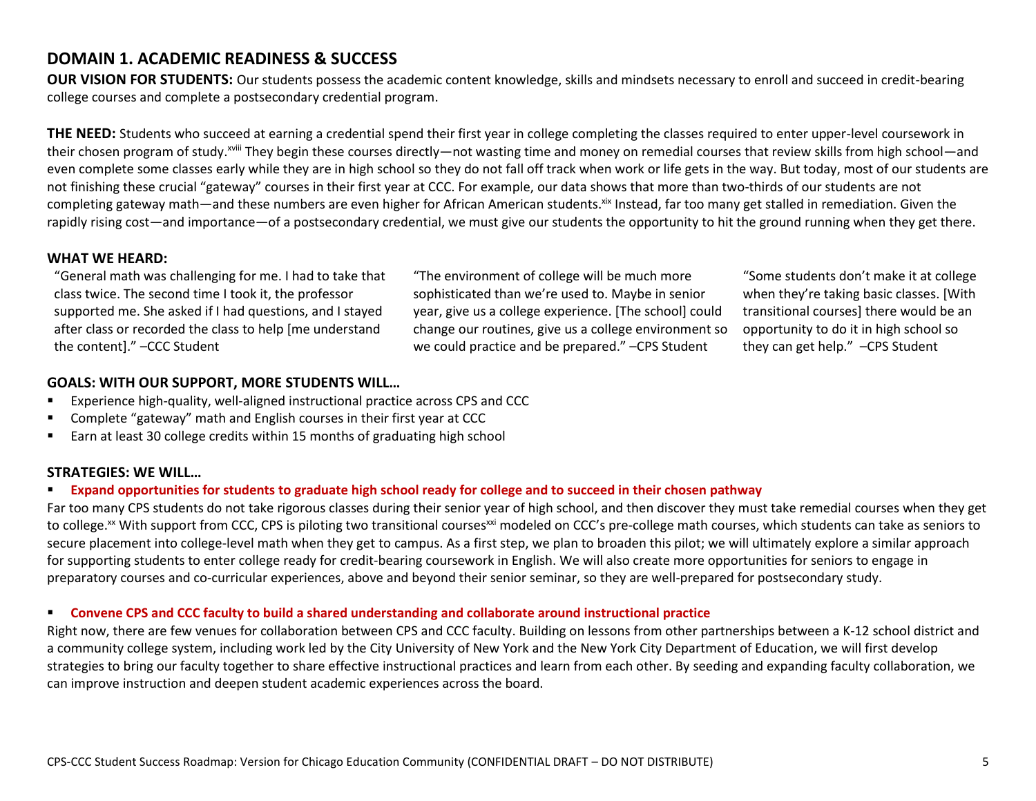## DOMAIN 1. ACADEMIC READINESS & SUCCESS

**OUR VISION FOR STUDENTS:** Our students possess the academic content knowledge, skills and mindsets necessary to enroll and succeed in credit-bearing college courses and complete a postsecondary credential program.

**THE NEED:** Students who succeed at earning a credential spend their first year in college completing the classes required to enter upper-level coursework in their chosen program of study.[xviii] They begin these courses directly—not wasting time and money on remedial courses that review skills from high school—and even complete some classes early while they are in high school so they do not fall off track when work or life gets in the way. But today, most of our students are not finishing these crucial "gateway" courses in their first year at CCC. For example, our data shows that more than two-thirds of our students are not completing gateway math—and these numbers are even higher for African American students.[xix] Instead, far too many get stalled in remediation. Given the rapidly rising cost—and importance—of a postsecondary credential, we must give our students the opportunity to hit the ground running when they get there.

**WHAT WE HEARD:**

"General math was challenging for me. I had to take that class twice. The second time I took it, the professor supported me. She asked if I had questions, and I stayed after class or recorded the class to help [me understand the content]." –CCC Student

"The environment of college will be much more sophisticated than we're used to. Maybe in senior year, give us a college experience. [The school] could change our routines, give us a college environment so we could practice and be prepared." –CPS Student

"Some students don't make it at college when they're taking basic classes. [With transitional courses] there would be an opportunity to do it in high school so they can get help." –CPS Student

**GOALS: WITH OUR SUPPORT, MORE STUDENTS WILL…**

- Experience high-quality, well-aligned instructional practice across CPS and CCC
- Complete "gateway" math and English courses in their first year at CCC
- Earn at least 30 college credits within 15 months of graduating high school

**STRATEGIES: WE WILL…**

- **Expand opportunities for students to graduate high school ready for college and to succeed in their chosen pathway**

Far too many CPS students do not take rigorous classes during their senior year of high school, and then discover they must take remedial courses when they get to college.[xx] With support from CCC, CPS is piloting two transitional courses[xxi] modeled on CCC's pre-college math courses, which students can take as seniors to secure placement into college-level math when they get to campus. As a first step, we plan to broaden this pilot; we will ultimately explore a similar approach for supporting students to enter college ready for credit-bearing coursework in English. We will also create more opportunities for seniors to engage in preparatory courses and co-curricular experiences, above and beyond their senior seminar, so they are well-prepared for postsecondary study.

- **Convene CPS and CCC faculty to build a shared understanding and collaborate around instructional practice**

Right now, there are few venues for collaboration between CPS and CCC faculty. Building on lessons from other partnerships between a K-12 school district and a community college system, including work led by the City University of New York and the New York City Department of Education, we will first develop strategies to bring our faculty together to share effective instructional practices and learn from each other. By seeding and expanding faculty collaboration, we can improve instruction and deepen student academic experiences across the board.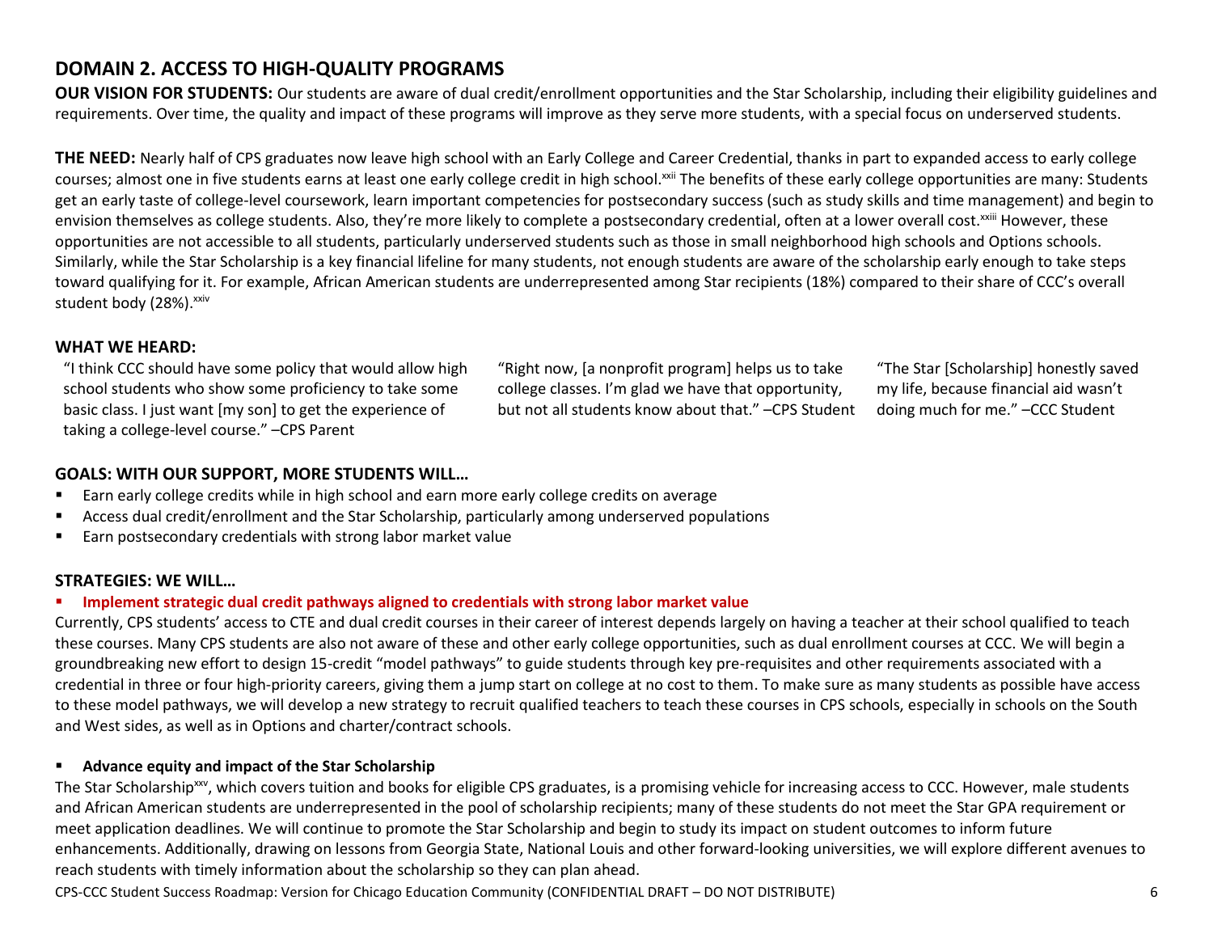## DOMAIN 2. ACCESS TO HIGH-QUALITY PROGRAMS

**OUR VISION FOR STUDENTS:** Our students are aware of dual credit/enrollment opportunities and the Star Scholarship, including their eligibility guidelines and requirements. Over time, the quality and impact of these programs will improve as they serve more students, with a special focus on underserved students.

**THE NEED:** Nearly half of CPS graduates now leave high school with an Early College and Career Credential, thanks in part to expanded access to early college courses; almost one in five students earns at least one early college credit in high school.[xxii] The benefits of these early college opportunities are many: Students get an early taste of college-level coursework, learn important competencies for postsecondary success (such as study skills and time management) and begin to envision themselves as college students. Also, they're more likely to complete a postsecondary credential, often at a lower overall cost.[xxiii] However, these opportunities are not accessible to all students, particularly underserved students such as those in small neighborhood high schools and Options schools. Similarly, while the Star Scholarship is a key financial lifeline for many students, not enough students are aware of the scholarship early enough to take steps toward qualifying for it. For example, African American students are underrepresented among Star recipients (18%) compared to their share of CCC's overall student body (28%).[xxiv]

### WHAT WE HEARD:

"I think CCC should have some policy that would allow high school students who show some proficiency to take some basic class. I just want [my son] to get the experience of taking a college-level course." –CPS Parent

"Right now, [a nonprofit program] helps us to take college classes. I'm glad we have that opportunity, but not all students know about that." –CPS Student

"The Star [Scholarship] honestly saved my life, because financial aid wasn't doing much for me." –CCC Student

### GOALS: WITH OUR SUPPORT, MORE STUDENTS WILL…

- Earn early college credits while in high school and earn more early college credits on average
- Access dual credit/enrollment and the Star Scholarship, particularly among underserved populations
- Earn postsecondary credentials with strong labor market value

### STRATEGIES: WE WILL…

- **Implement strategic dual credit pathways aligned to credentials with strong labor market value**

Currently, CPS students' access to CTE and dual credit courses in their career of interest depends largely on having a teacher at their school qualified to teach these courses. Many CPS students are also not aware of these and other early college opportunities, such as dual enrollment courses at CCC. We will begin a groundbreaking new effort to design 15-credit "model pathways" to guide students through key pre-requisites and other requirements associated with a credential in three or four high-priority careers, giving them a jump start on college at no cost to them. To make sure as many students as possible have access to these model pathways, we will develop a new strategy to recruit qualified teachers to teach these courses in CPS schools, especially in schools on the South and West sides, as well as in Options and charter/contract schools.

- **Advance equity and impact of the Star Scholarship**

The Star Scholarship[xxv], which covers tuition and books for eligible CPS graduates, is a promising vehicle for increasing access to CCC. However, male students and African American students are underrepresented in the pool of scholarship recipients; many of these students do not meet the Star GPA requirement or meet application deadlines. We will continue to promote the Star Scholarship and begin to study its impact on student outcomes to inform future enhancements. Additionally, drawing on lessons from Georgia State, National Louis and other forward-looking universities, we will explore different avenues to reach students with timely information about the scholarship so they can plan ahead.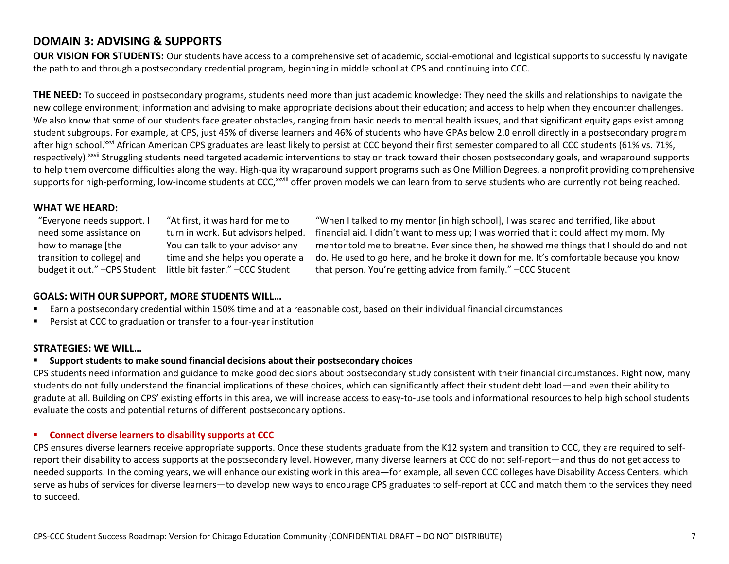## DOMAIN 3: ADVISING & SUPPORTS

**OUR VISION FOR STUDENTS:** Our students have access to a comprehensive set of academic, social-emotional and logistical supports to successfully navigate the path to and through a postsecondary credential program, beginning in middle school at CPS and continuing into CCC.

**THE NEED:** To succeed in postsecondary programs, students need more than just academic knowledge: They need the skills and relationships to navigate the new college environment; information and advising to make appropriate decisions about their education; and access to help when they encounter challenges. We also know that some of our students face greater obstacles, ranging from basic needs to mental health issues, and that significant equity gaps exist among student subgroups. For example, at CPS, just 45% of diverse learners and 46% of students who have GPAs below 2.0 enroll directly in a postsecondary program after high school.[xxvi] African American CPS graduates are least likely to persist at CCC beyond their first semester compared to all CCC students (61% vs. 71%, respectively).[xxvii] Struggling students need targeted academic interventions to stay on track toward their chosen postsecondary goals, and wraparound supports to help them overcome difficulties along the way. High-quality wraparound support programs such as One Million Degrees, a nonprofit providing comprehensive supports for high-performing, low-income students at CCC,[xxviii] offer proven models we can learn from to serve students who are currently not being reached.

### WHAT WE HEARD:

"Everyone needs support. I need some assistance on how to manage [the transition to college] and budget it out." –CPS Student

"At first, it was hard for me to turn in work. But advisors helped. You can talk to your advisor any time and she helps you operate a little bit faster." –CCC Student

"When I talked to my mentor [in high school], I was scared and terrified, like about financial aid. I didn't want to mess up; I was worried that it could affect my mom. My mentor told me to breathe. Ever since then, he showed me things that I should do and not do. He used to go here, and he broke it down for me. It's comfortable because you know that person. You're getting advice from family." –CCC Student

### GOALS: WITH OUR SUPPORT, MORE STUDENTS WILL…

- Earn a postsecondary credential within 150% time and at a reasonable cost, based on their individual financial circumstances
- Persist at CCC to graduation or transfer to a four-year institution

### STRATEGIES: WE WILL…

- **Support students to make sound financial decisions about their postsecondary choices**

CPS students need information and guidance to make good decisions about postsecondary study consistent with their financial circumstances. Right now, many students do not fully understand the financial implications of these choices, which can significantly affect their student debt load—and even their ability to gradute at all. Building on CPS' existing efforts in this area, we will increase access to easy-to-use tools and informational resources to help high school students evaluate the costs and potential returns of different postsecondary options.

- **Connect diverse learners to disability supports at CCC**

CPS ensures diverse learners receive appropriate supports. Once these students graduate from the K12 system and transition to CCC, they are required to self-report their disability to access supports at the postsecondary level. However, many diverse learners at CCC do not self-report—and thus do not get access to needed supports. In the coming years, we will enhance our existing work in this area—for example, all seven CCC colleges have Disability Access Centers, which serve as hubs of services for diverse learners—to develop new ways to encourage CPS graduates to self-report at CCC and match them to the services they need to succeed.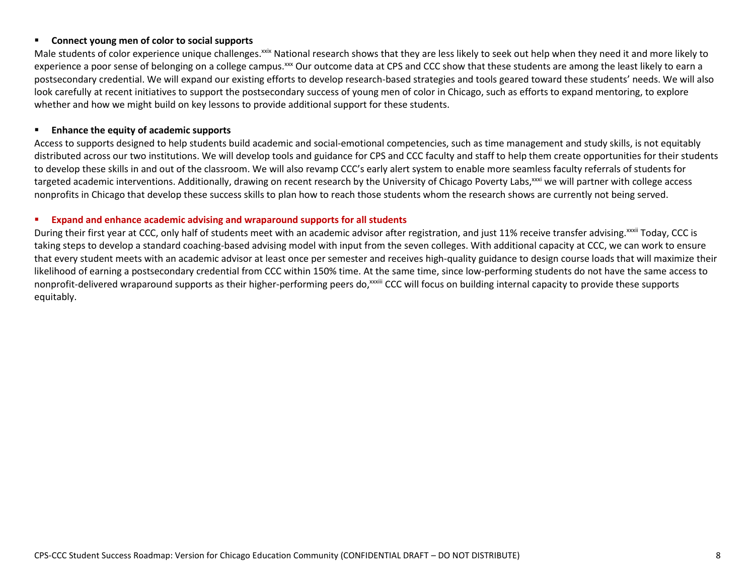- **Connect young men of color to social supports**

Male students of color experience unique challenges.[xxix] National research shows that they are less likely to seek out help when they need it and more likely to experience a poor sense of belonging on a college campus.[xxx] Our outcome data at CPS and CCC show that these students are among the least likely to earn a postsecondary credential. We will expand our existing efforts to develop research-based strategies and tools geared toward these students' needs. We will also look carefully at recent initiatives to support the postsecondary success of young men of color in Chicago, such as efforts to expand mentoring, to explore whether and how we might build on key lessons to provide additional support for these students.

- **Enhance the equity of academic supports**

Access to supports designed to help students build academic and social-emotional competencies, such as time management and study skills, is not equitably distributed across our two institutions. We will develop tools and guidance for CPS and CCC faculty and staff to help them create opportunities for their students to develop these skills in and out of the classroom. We will also revamp CCC's early alert system to enable more seamless faculty referrals of students for targeted academic interventions. Additionally, drawing on recent research by the University of Chicago Poverty Labs,[xxxi] we will partner with college access nonprofits in Chicago that develop these success skills to plan how to reach those students whom the research shows are currently not being served.

- **Expand and enhance academic advising and wraparound supports for all students**

During their first year at CCC, only half of students meet with an academic advisor after registration, and just 11% receive transfer advising.[xxxii] Today, CCC is taking steps to develop a standard coaching-based advising model with input from the seven colleges. With additional capacity at CCC, we can work to ensure that every student meets with an academic advisor at least once per semester and receives high-quality guidance to design course loads that will maximize their likelihood of earning a postsecondary credential from CCC within 150% time. At the same time, since low-performing students do not have the same access to nonprofit-delivered wraparound supports as their higher-performing peers do,[xxxiii] CCC will focus on building internal capacity to provide these supports equitably.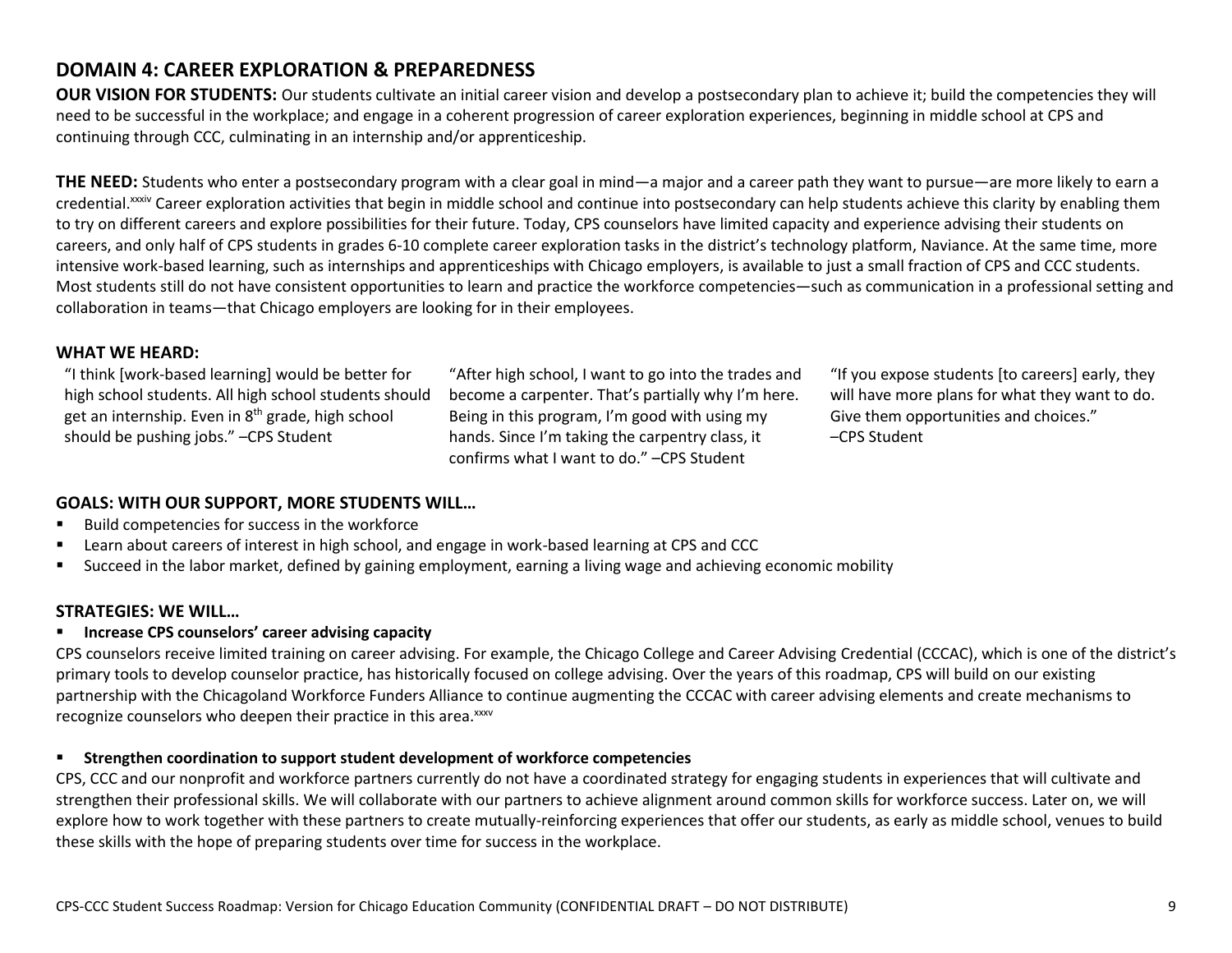## DOMAIN 4: CAREER EXPLORATION & PREPAREDNESS

**OUR VISION FOR STUDENTS:** Our students cultivate an initial career vision and develop a postsecondary plan to achieve it; build the competencies they will need to be successful in the workplace; and engage in a coherent progression of career exploration experiences, beginning in middle school at CPS and continuing through CCC, culminating in an internship and/or apprenticeship.

**THE NEED:** Students who enter a postsecondary program with a clear goal in mind—a major and a career path they want to pursue—are more likely to earn a credential.[xxxiv] Career exploration activities that begin in middle school and continue into postsecondary can help students achieve this clarity by enabling them to try on different careers and explore possibilities for their future. Today, CPS counselors have limited capacity and experience advising their students on careers, and only half of CPS students in grades 6-10 complete career exploration tasks in the district's technology platform, Naviance. At the same time, more intensive work-based learning, such as internships and apprenticeships with Chicago employers, is available to just a small fraction of CPS and CCC students. Most students still do not have consistent opportunities to learn and practice the workforce competencies—such as communication in a professional setting and collaboration in teams—that Chicago employers are looking for in their employees.

### WHAT WE HEARD:

"I think [work-based learning] would be better for high school students. All high school students should get an internship. Even in 8th grade, high school should be pushing jobs." –CPS Student

"After high school, I want to go into the trades and become a carpenter. That's partially why I'm here. Being in this program, I'm good with using my hands. Since I'm taking the carpentry class, it confirms what I want to do." –CPS Student

"If you expose students [to careers] early, they will have more plans for what they want to do. Give them opportunities and choices." –CPS Student

### GOALS: WITH OUR SUPPORT, MORE STUDENTS WILL…

- Build competencies for success in the workforce
- Learn about careers of interest in high school, and engage in work-based learning at CPS and CCC
- Succeed in the labor market, defined by gaining employment, earning a living wage and achieving economic mobility

### STRATEGIES: WE WILL…

- **Increase CPS counselors' career advising capacity**

CPS counselors receive limited training on career advising. For example, the Chicago College and Career Advising Credential (CCCAC), which is one of the district's primary tools to develop counselor practice, has historically focused on college advising. Over the years of this roadmap, CPS will build on our existing partnership with the Chicagoland Workforce Funders Alliance to continue augmenting the CCCAC with career advising elements and create mechanisms to recognize counselors who deepen their practice in this area.[xxxv]

- **Strengthen coordination to support student development of workforce competencies**

CPS, CCC and our nonprofit and workforce partners currently do not have a coordinated strategy for engaging students in experiences that will cultivate and strengthen their professional skills. We will collaborate with our partners to achieve alignment around common skills for workforce success. Later on, we will explore how to work together with these partners to create mutually-reinforcing experiences that offer our students, as early as middle school, venues to build these skills with the hope of preparing students over time for success in the workplace.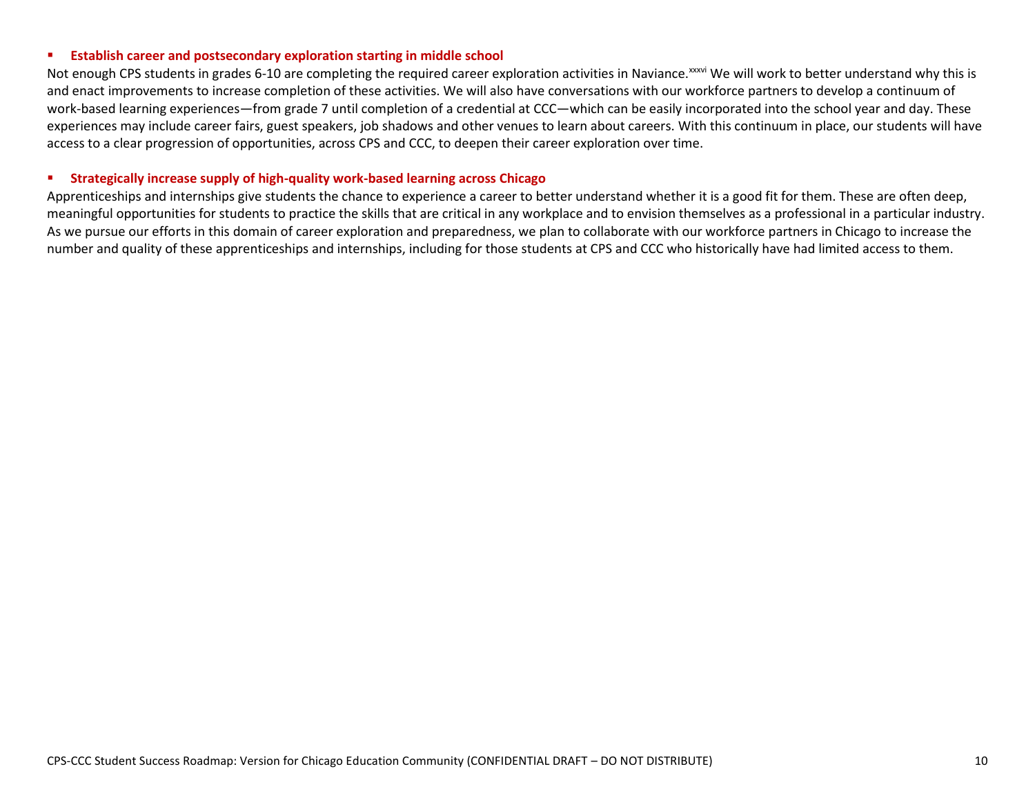- **Establish career and postsecondary exploration starting in middle school**

Not enough CPS students in grades 6-10 are completing the required career exploration activities in Naviance.[xxxvi] We will work to better understand why this is and enact improvements to increase completion of these activities. We will also have conversations with our workforce partners to develop a continuum of work-based learning experiences—from grade 7 until completion of a credential at CCC—which can be easily incorporated into the school year and day. These experiences may include career fairs, guest speakers, job shadows and other venues to learn about careers. With this continuum in place, our students will have access to a clear progression of opportunities, across CPS and CCC, to deepen their career exploration over time.

- **Strategically increase supply of high-quality work-based learning across Chicago**

Apprenticeships and internships give students the chance to experience a career to better understand whether it is a good fit for them. These are often deep, meaningful opportunities for students to practice the skills that are critical in any workplace and to envision themselves as a professional in a particular industry. As we pursue our efforts in this domain of career exploration and preparedness, we plan to collaborate with our workforce partners in Chicago to increase the number and quality of these apprenticeships and internships, including for those students at CPS and CCC who historically have had limited access to them.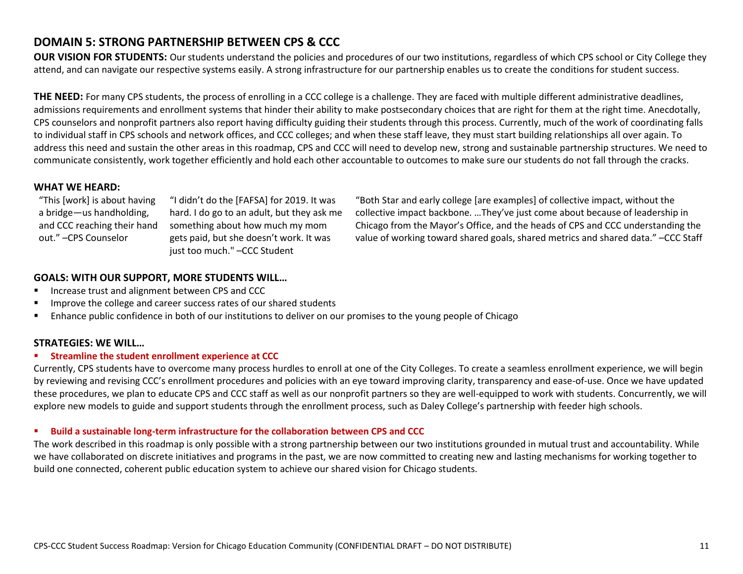## DOMAIN 5: STRONG PARTNERSHIP BETWEEN CPS & CCC

**OUR VISION FOR STUDENTS:** Our students understand the policies and procedures of our two institutions, regardless of which CPS school or City College they attend, and can navigate our respective systems easily. A strong infrastructure for our partnership enables us to create the conditions for student success.

**THE NEED:** For many CPS students, the process of enrolling in a CCC college is a challenge. They are faced with multiple different administrative deadlines, admissions requirements and enrollment systems that hinder their ability to make postsecondary choices that are right for them at the right time. Anecdotally, CPS counselors and nonprofit partners also report having difficulty guiding their students through this process. Currently, much of the work of coordinating falls to individual staff in CPS schools and network offices, and CCC colleges; and when these staff leave, they must start building relationships all over again. To address this need and sustain the other areas in this roadmap, CPS and CCC will need to develop new, strong and sustainable partnership structures. We need to communicate consistently, work together efficiently and hold each other accountable to outcomes to make sure our students do not fall through the cracks.

### WHAT WE HEARD:

"This [work] is about having a bridge—us handholding, and CCC reaching their hand out." –CPS Counselor

"I didn't do the [FAFSA] for 2019. It was hard. I do go to an adult, but they ask me something about how much my mom gets paid, but she doesn't work. It was just too much." –CCC Student

"Both Star and early college [are examples] of collective impact, without the collective impact backbone. …They've just come about because of leadership in Chicago from the Mayor's Office, and the heads of CPS and CCC understanding the value of working toward shared goals, shared metrics and shared data." –CCC Staff

### GOALS: WITH OUR SUPPORT, MORE STUDENTS WILL…

- Increase trust and alignment between CPS and CCC
- Improve the college and career success rates of our shared students
- Enhance public confidence in both of our institutions to deliver on our promises to the young people of Chicago

### STRATEGIES: WE WILL…

- **Streamline the student enrollment experience at CCC**

Currently, CPS students have to overcome many process hurdles to enroll at one of the City Colleges. To create a seamless enrollment experience, we will begin by reviewing and revising CCC's enrollment procedures and policies with an eye toward improving clarity, transparency and ease-of-use. Once we have updated these procedures, we plan to educate CPS and CCC staff as well as our nonprofit partners so they are well-equipped to work with students. Concurrently, we will explore new models to guide and support students through the enrollment process, such as Daley College's partnership with feeder high schools.

- **Build a sustainable long-term infrastructure for the collaboration between CPS and CCC**

The work described in this roadmap is only possible with a strong partnership between our two institutions grounded in mutual trust and accountability. While we have collaborated on discrete initiatives and programs in the past, we are now committed to creating new and lasting mechanisms for working together to build one connected, coherent public education system to achieve our shared vision for Chicago students.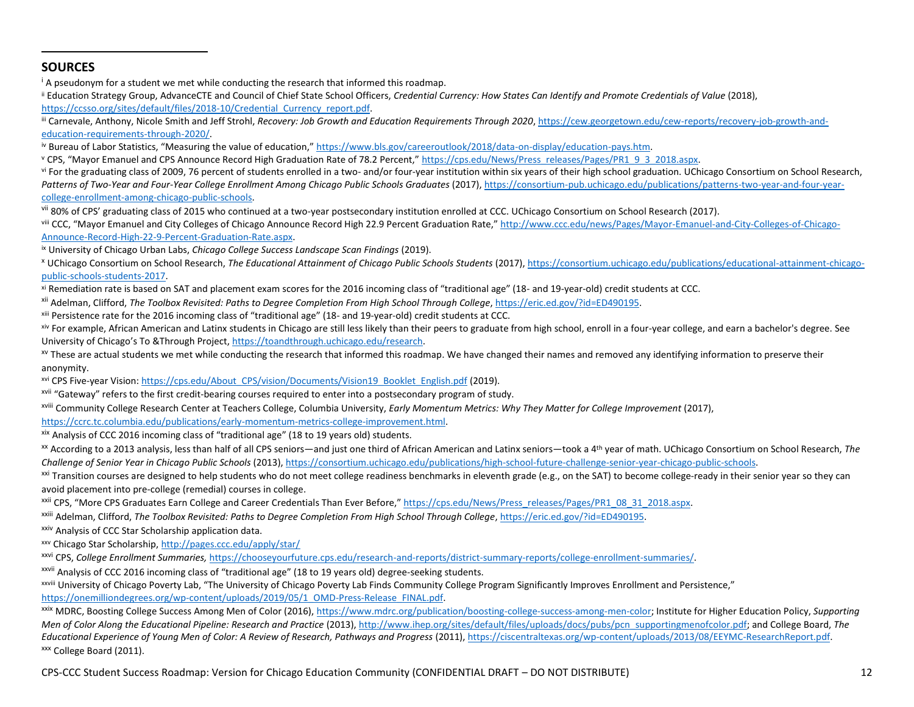## SOURCES

[i] A pseudonym for a student we met while conducting the research that informed this roadmap.

[ii] Education Strategy Group, AdvanceCTE and Council of Chief State School Officers, *Credential Currency: How States Can Identify and Promote Credentials of Value* (2018), https://ccsso.org/sites/default/files/2018-10/Credential_Currency_report.pdf.

[iii] Carnevale, Anthony, Nicole Smith and Jeff Strohl, *Recovery: Job Growth and Education Requirements Through 2020*, https://cew.georgetown.edu/cew-reports/recovery-job-growth-and-education-requirements-through-2020/.

[iv] Bureau of Labor Statistics, "Measuring the value of education," https://www.bls.gov/careeroutlook/2018/data-on-display/education-pays.htm.

[v] CPS, "Mayor Emanuel and CPS Announce Record High Graduation Rate of 78.2 Percent," https://cps.edu/News/Press_releases/Pages/PR1_9_3_2018.aspx.

[vi] For the graduating class of 2009, 76 percent of students enrolled in a two- and/or four-year institution within six years of their high school graduation. UChicago Consortium on School Research, *Patterns of Two-Year and Four-Year College Enrollment Among Chicago Public Schools Graduates* (2017), https://consortium-pub.uchicago.edu/publications/patterns-two-year-and-four-year-college-enrollment-among-chicago-public-schools.

[vii] 80% of CPS' graduating class of 2015 who continued at a two-year postsecondary institution enrolled at CCC. UChicago Consortium on School Research (2017).

[viii] CCC, "Mayor Emanuel and City Colleges of Chicago Announce Record High 22.9 Percent Graduation Rate," http://www.ccc.edu/news/Pages/Mayor-Emanuel-and-City-Colleges-of-Chicago-Announce-Record-High-22-9-Percent-Graduation-Rate.aspx.

[ix] University of Chicago Urban Labs, *Chicago College Success Landscape Scan Findings* (2019).

[x] UChicago Consortium on School Research, *The Educational Attainment of Chicago Public Schools Students* (2017), https://consortium.uchicago.edu/publications/educational-attainment-chicago-public-schools-students-2017.

[xi] Remediation rate is based on SAT and placement exam scores for the 2016 incoming class of "traditional age" (18- and 19-year-old) credit students at CCC.

[xii] Adelman, Clifford, *The Toolbox Revisited: Paths to Degree Completion From High School Through College*, https://eric.ed.gov/?id=ED490195.

[xiii] Persistence rate for the 2016 incoming class of "traditional age" (18- and 19-year-old) credit students at CCC.

[xiv] For example, African American and Latinx students in Chicago are still less likely than their peers to graduate from high school, enroll in a four-year college, and earn a bachelor's degree. See University of Chicago's To &Through Project, https://toandthrough.uchicago.edu/research.

[xv] These are actual students we met while conducting the research that informed this roadmap. We have changed their names and removed any identifying information to preserve their anonymity.

[xvi] CPS Five-year Vision: https://cps.edu/About_CPS/vision/Documents/Vision19_Booklet_English.pdf (2019).

[xvii] "Gateway" refers to the first credit-bearing courses required to enter into a postsecondary program of study.

[xviii] Community College Research Center at Teachers College, Columbia University, *Early Momentum Metrics: Why They Matter for College Improvement* (2017), https://ccrc.tc.columbia.edu/publications/early-momentum-metrics-college-improvement.html.

[xix] Analysis of CCC 2016 incoming class of "traditional age" (18 to 19 years old) students.

[xx] According to a 2013 analysis, less than half of all CPS seniors—and just one third of African American and Latinx seniors—took a 4th year of math. UChicago Consortium on School Research, *The Challenge of Senior Year in Chicago Public Schools* (2013), https://consortium.uchicago.edu/publications/high-school-future-challenge-senior-year-chicago-public-schools.

[xxi] Transition courses are designed to help students who do not meet college readiness benchmarks in eleventh grade (e.g., on the SAT) to become college-ready in their senior year so they can avoid placement into pre-college (remedial) courses in college.

[xxii] CPS, "More CPS Graduates Earn College and Career Credentials Than Ever Before," https://cps.edu/News/Press_releases/Pages/PR1_08_31_2018.aspx.

[xxiii] Adelman, Clifford, *The Toolbox Revisited: Paths to Degree Completion From High School Through College*, https://eric.ed.gov/?id=ED490195.

[xxiv] Analysis of CCC Star Scholarship application data.

[xxv] Chicago Star Scholarship, http://pages.ccc.edu/apply/star/

[xxvi] CPS, *College Enrollment Summaries,* https://chooseyourfuture.cps.edu/research-and-reports/district-summary-reports/college-enrollment-summaries/.

[xxvii] Analysis of CCC 2016 incoming class of "traditional age" (18 to 19 years old) degree-seeking students.

[xxviii] University of Chicago Poverty Lab, "The University of Chicago Poverty Lab Finds Community College Program Significantly Improves Enrollment and Persistence," https://onemilliondegrees.org/wp-content/uploads/2019/05/1_OMD-Press-Release_FINAL.pdf.

[xxix] MDRC, Boosting College Success Among Men of Color (2016), https://www.mdrc.org/publication/boosting-college-success-among-men-color; Institute for Higher Education Policy, *Supporting Men of Color Along the Educational Pipeline: Research and Practice* (2013), http://www.ihep.org/sites/default/files/uploads/docs/pubs/pcn_supportingmenofcolor.pdf; and College Board, *The Educational Experience of Young Men of Color: A Review of Research, Pathways and Progress* (2011), https://ciscentraltexas.org/wp-content/uploads/2013/08/EEYMC-ResearchReport.pdf.

[xxx] College Board (2011).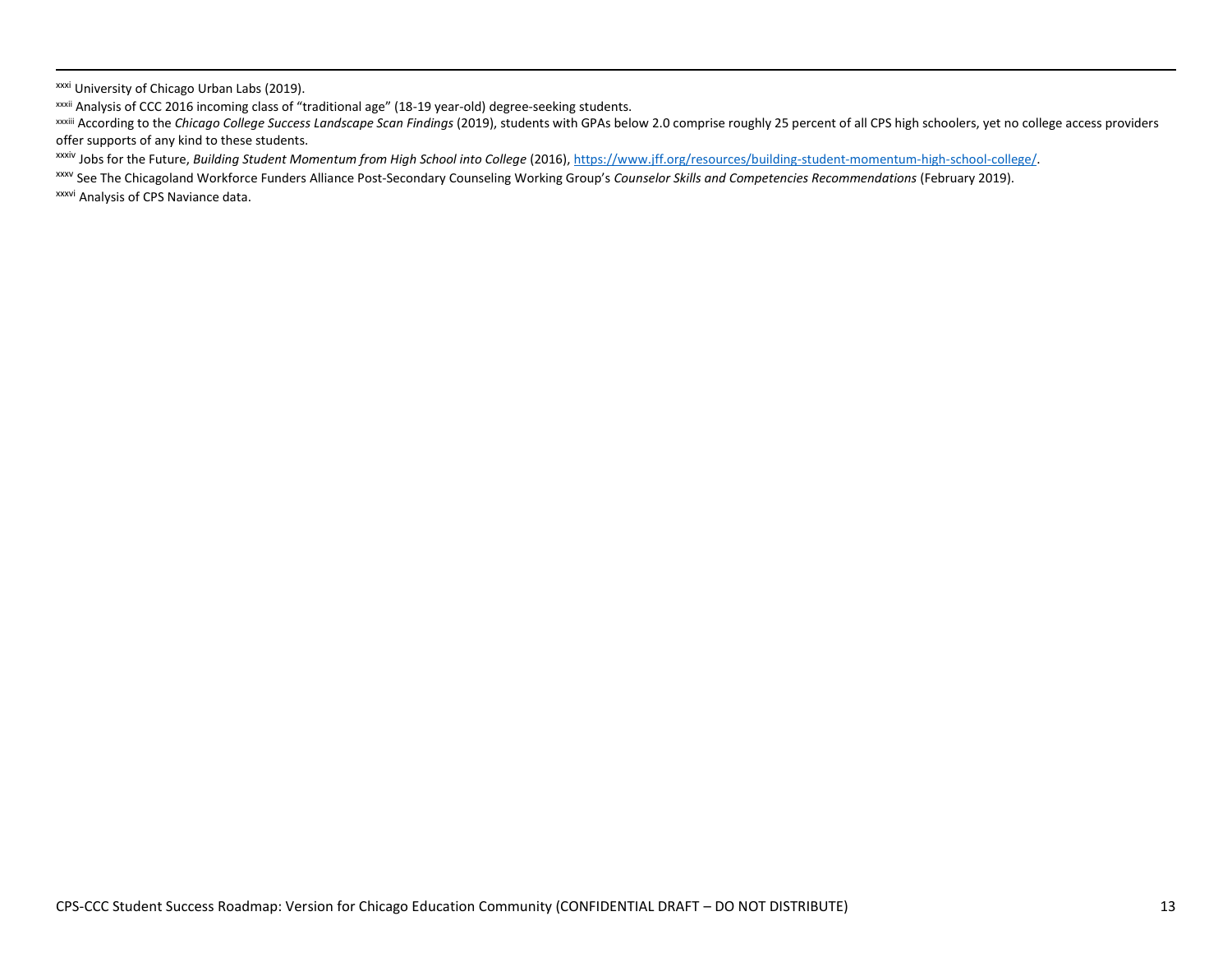[xxxi] University of Chicago Urban Labs (2019).

[xxxii] Analysis of CCC 2016 incoming class of "traditional age" (18-19 year-old) degree-seeking students.

[xxxiii] According to the *Chicago College Success Landscape Scan Findings* (2019), students with GPAs below 2.0 comprise roughly 25 percent of all CPS high schoolers, yet no college access providers offer supports of any kind to these students.

[xxxiv] Jobs for the Future, *Building Student Momentum from High School into College* (2016), https://www.jff.org/resources/building-student-momentum-high-school-college/.

[xxxv] See The Chicagoland Workforce Funders Alliance Post-Secondary Counseling Working Group's *Counselor Skills and Competencies Recommendations* (February 2019).

[xxxvi] Analysis of CPS Naviance data.